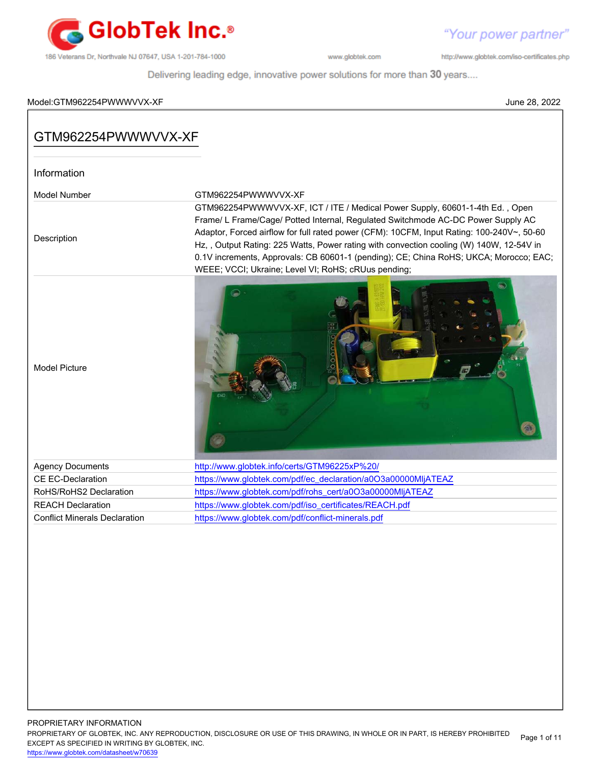Model:GTM962254PWWWVVX-XF June 28, 2022

# GTM962254PWWWVVX-XF

## Information

| | |
|---|---|
| Model Number | GTM962254PWWWVVX-XF |
| Description | GTM962254PWWWVVX-XF, ICT / ITE / Medical Power Supply, 60601-1-4th Ed. , Open Frame/ L Frame/Cage/ Potted Internal, Regulated Switchmode AC-DC Power Supply AC Adaptor, Forced airflow for full rated power (CFM): 10CFM, Input Rating: 100-240V~, 50-60 Hz, , Output Rating: 225 Watts, Power rating with convection cooling (W) 140W, 12-54V in 0.1V increments, Approvals: CB 60601-1 (pending); CE; China RoHS; UKCA; Morocco; EAC; WEEE; VCCI; Ukraine; Level VI; RoHS; cRUus pending; |
| Model Picture | |
| Agency Documents | http://www.globtek.info/certs/GTM96225xP%20/ |
| CE EC-Declaration | https://www.globtek.com/pdf/ec_declaration/a0O3a00000MljATEAZ |
| RoHS/RoHS2 Declaration | https://www.globtek.com/pdf/rohs_cert/a0O3a00000MljATEAZ |
| REACH Declaration | https://www.globtek.com/pdf/iso_certificates/REACH.pdf |
| Conflict Minerals Declaration | https://www.globtek.com/pdf/conflict-minerals.pdf |

PROPRIETARY INFORMATION

PROPRIETARY OF GLOBTEK, INC. ANY REPRODUCTION, DISCLOSURE OR USE OF THIS DRAWING, IN WHOLE OR IN PART, IS HEREBY PROHIBITED EXCEPT AS SPECIFIED IN WRITING BY GLOBTEK, INC.

https://www.globtek.com/datasheet/w70639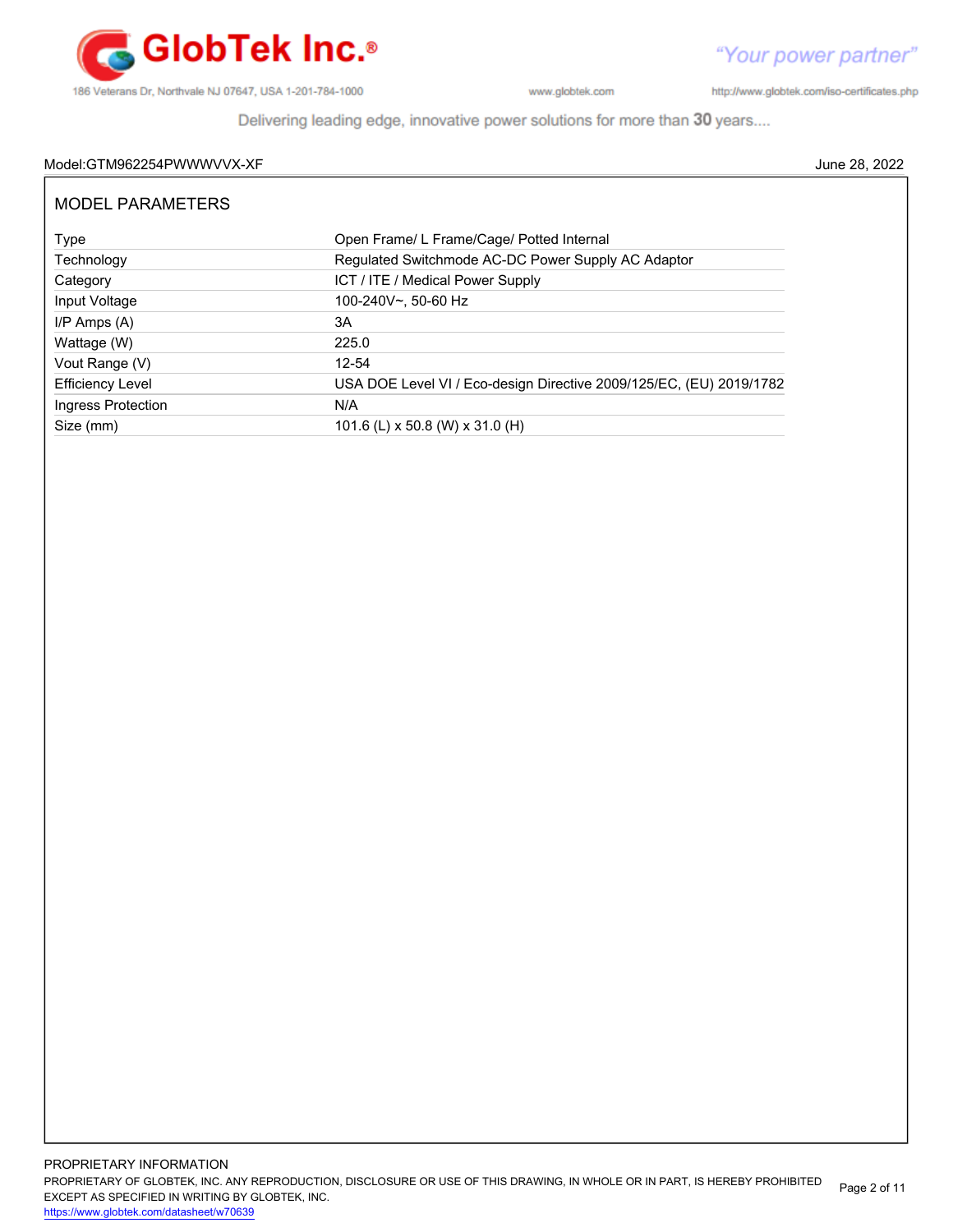Model:GTM962254PWWWVVX-XF

June 28, 2022

## MODEL PARAMETERS

| | |
|---|---|
| Type | Open Frame/ L Frame/Cage/ Potted Internal |
| Technology | Regulated Switchmode AC-DC Power Supply AC Adaptor |
| Category | ICT / ITE / Medical Power Supply |
| Input Voltage | 100-240V~, 50-60 Hz |
| I/P Amps (A) | 3A |
| Wattage (W) | 225.0 |
| Vout Range (V) | 12-54 |
| Efficiency Level | USA DOE Level VI / Eco-design Directive 2009/125/EC, (EU) 2019/1782 |
| Ingress Protection | N/A |
| Size (mm) | 101.6 (L) x 50.8 (W) x 31.0 (H) |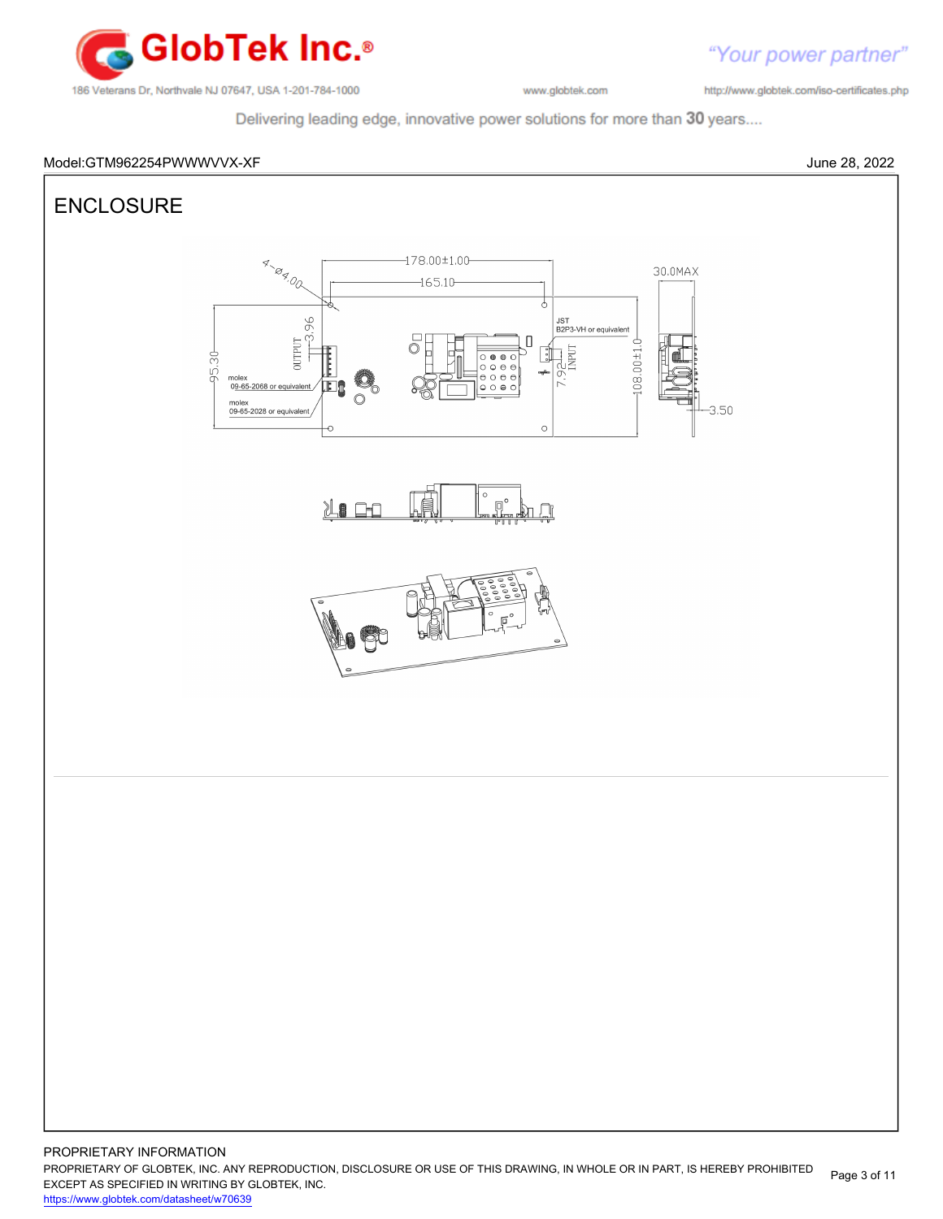Model:GTM962254PWWWVVX-XF

June 28, 2022

# ENCLOSURE

4-Ø4.00

178.00±1.00

165.10

30.0MAX

JST
B2P3-VH or equivalent

INPUT

7.92

108.00±1.0

3.50

OUTPUT

3.96

95.30

molex
09-65-2068 or equivalent

molex
09-65-2028 or equivalent

PROPRIETARY INFORMATION

PROPRIETARY OF GLOBTEK, INC. ANY REPRODUCTION, DISCLOSURE OR USE OF THIS DRAWING, IN WHOLE OR IN PART, IS HEREBY PROHIBITED EXCEPT AS SPECIFIED IN WRITING BY GLOBTEK, INC.

https://www.globtek.com/datasheet/w70639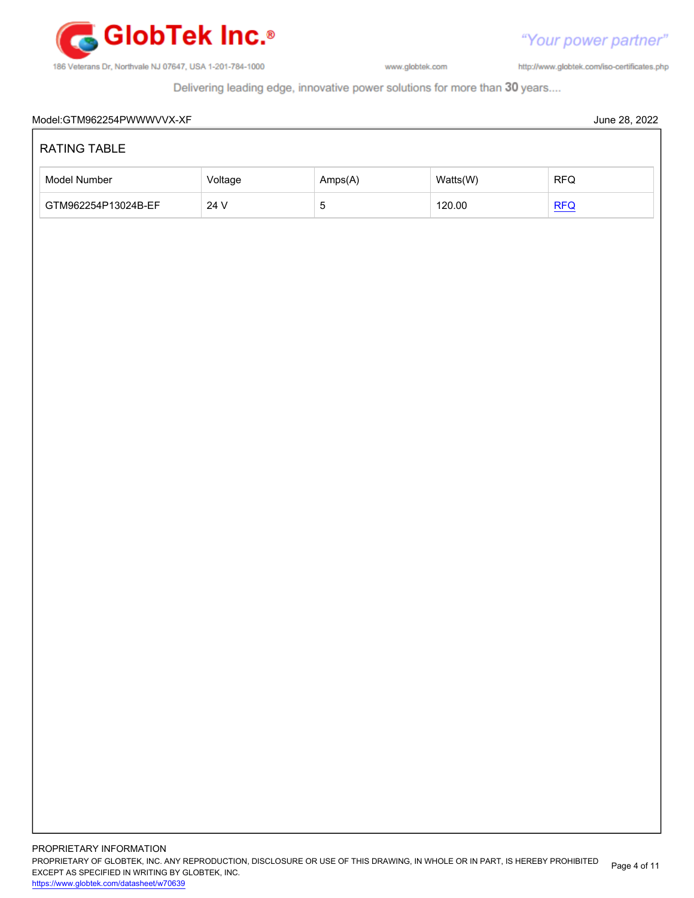Model:GTM962254PWWWVVX-XF

June 28, 2022

## RATING TABLE

| Model Number | Voltage | Amps(A) | Watts(W) | RFQ |
| --- | --- | --- | --- | --- |
| GTM962254P13024B-EF | 24 V | 5 | 120.00 | RFQ |

PROPRIETARY INFORMATION

PROPRIETARY OF GLOBTEK, INC. ANY REPRODUCTION, DISCLOSURE OR USE OF THIS DRAWING, IN WHOLE OR IN PART, IS HEREBY PROHIBITED EXCEPT AS SPECIFIED IN WRITING BY GLOBTEK, INC.

https://www.globtek.com/datasheet/w70639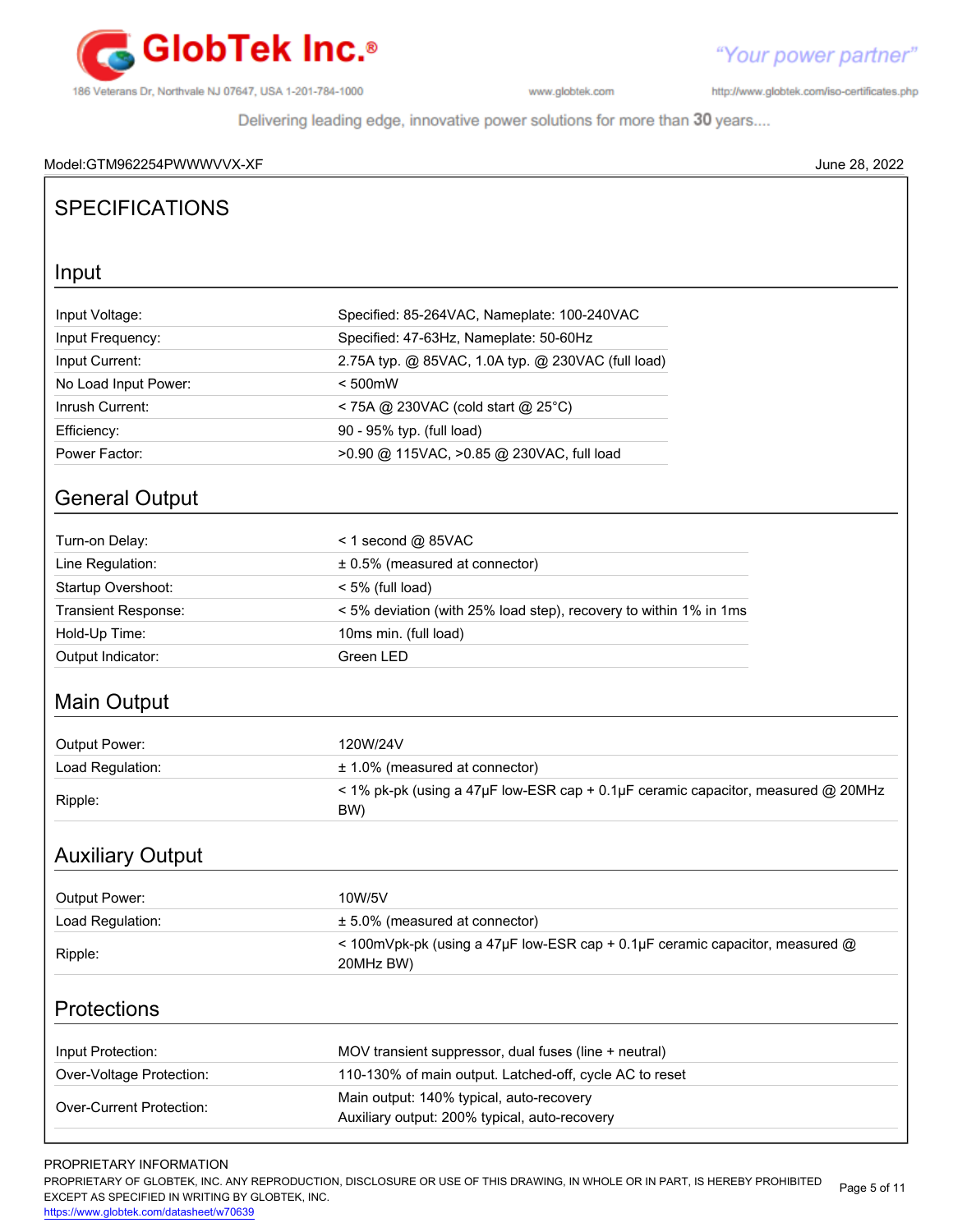Model:GTM962254PWWWVVX-XF

June 28, 2022

# SPECIFICATIONS

## Input

| | |
|---|---|
| Input Voltage: | Specified: 85-264VAC, Nameplate: 100-240VAC |
| Input Frequency: | Specified: 47-63Hz, Nameplate: 50-60Hz |
| Input Current: | 2.75A typ. @ 85VAC, 1.0A typ. @ 230VAC (full load) |
| No Load Input Power: | < 500mW |
| Inrush Current: | < 75A @ 230VAC (cold start @ 25°C) |
| Efficiency: | 90 - 95% typ. (full load) |
| Power Factor: | >0.90 @ 115VAC, >0.85 @ 230VAC, full load |

## General Output

| | |
|---|---|
| Turn-on Delay: | < 1 second @ 85VAC |
| Line Regulation: | ± 0.5% (measured at connector) |
| Startup Overshoot: | < 5% (full load) |
| Transient Response: | < 5% deviation (with 25% load step), recovery to within 1% in 1ms |
| Hold-Up Time: | 10ms min. (full load) |
| Output Indicator: | Green LED |

## Main Output

| | |
|---|---|
| Output Power: | 120W/24V |
| Load Regulation: | ± 1.0% (measured at connector) |
| Ripple: | < 1% pk-pk (using a 47μF low-ESR cap + 0.1μF ceramic capacitor, measured @ 20MHz BW) |

## Auxiliary Output

| | |
|---|---|
| Output Power: | 10W/5V |
| Load Regulation: | ± 5.0% (measured at connector) |
| Ripple: | < 100mVpk-pk (using a 47μF low-ESR cap + 0.1μF ceramic capacitor, measured @ 20MHz BW) |

## Protections

| | |
|---|---|
| Input Protection: | MOV transient suppressor, dual fuses (line + neutral) |
| Over-Voltage Protection: | 110-130% of main output. Latched-off, cycle AC to reset |
| Over-Current Protection: | Main output: 140% typical, auto-recovery<br>Auxiliary output: 200% typical, auto-recovery |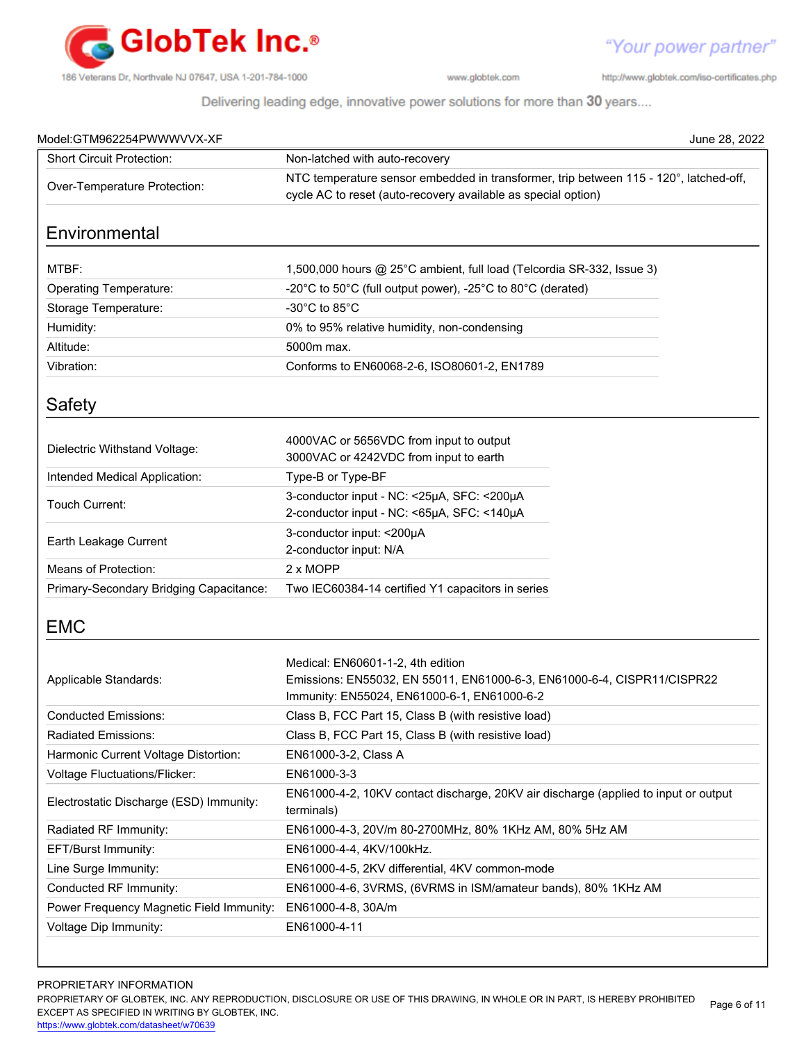Model:GTM962254PWWWVVX-XF

June 28, 2022

| | |
|---|---|
| Short Circuit Protection: | Non-latched with auto-recovery |
| Over-Temperature Protection: | NTC temperature sensor embedded in transformer, trip between 115 - 120°, latched-off, cycle AC to reset (auto-recovery available as special option) |

## Environmental

| | |
|---|---|
| MTBF: | 1,500,000 hours @ 25°C ambient, full load (Telcordia SR-332, Issue 3) |
| Operating Temperature: | -20°C to 50°C (full output power), -25°C to 80°C (derated) |
| Storage Temperature: | -30°C to 85°C |
| Humidity: | 0% to 95% relative humidity, non-condensing |
| Altitude: | 5000m max. |
| Vibration: | Conforms to EN60068-2-6, ISO80601-2, EN1789 |

## Safety

| | |
|---|---|
| Dielectric Withstand Voltage: | 4000VAC or 5656VDC from input to output<br>3000VAC or 4242VDC from input to earth |
| Intended Medical Application: | Type-B or Type-BF |
| Touch Current: | 3-conductor input - NC: <25µA, SFC: <200µA<br>2-conductor input - NC: <65µA, SFC: <140µA |
| Earth Leakage Current | 3-conductor input: <200µA<br>2-conductor input: N/A |
| Means of Protection: | 2 x MOPP |
| Primary-Secondary Bridging Capacitance: | Two IEC60384-14 certified Y1 capacitors in series |

## EMC

| | |
|---|---|
| Applicable Standards: | Medical: EN60601-1-2, 4th edition<br>Emissions: EN55032, EN 55011, EN61000-6-3, EN61000-6-4, CISPR11/CISPR22<br>Immunity: EN55024, EN61000-6-1, EN61000-6-2 |
| Conducted Emissions: | Class B, FCC Part 15, Class B (with resistive load) |
| Radiated Emissions: | Class B, FCC Part 15, Class B (with resistive load) |
| Harmonic Current Voltage Distortion: | EN61000-3-2, Class A |
| Voltage Fluctuations/Flicker: | EN61000-3-3 |
| Electrostatic Discharge (ESD) Immunity: | EN61000-4-2, 10KV contact discharge, 20KV air discharge (applied to input or output terminals) |
| Radiated RF Immunity: | EN61000-4-3, 20V/m 80-2700MHz, 80% 1KHz AM, 80% 5Hz AM |
| EFT/Burst Immunity: | EN61000-4-4, 4KV/100kHz. |
| Line Surge Immunity: | EN61000-4-5, 2KV differential, 4KV common-mode |
| Conducted RF Immunity: | EN61000-4-6, 3VRMS, (6VRMS in ISM/amateur bands), 80% 1KHz AM |
| Power Frequency Magnetic Field Immunity: | EN61000-4-8, 30A/m |
| Voltage Dip Immunity: | EN61000-4-11 |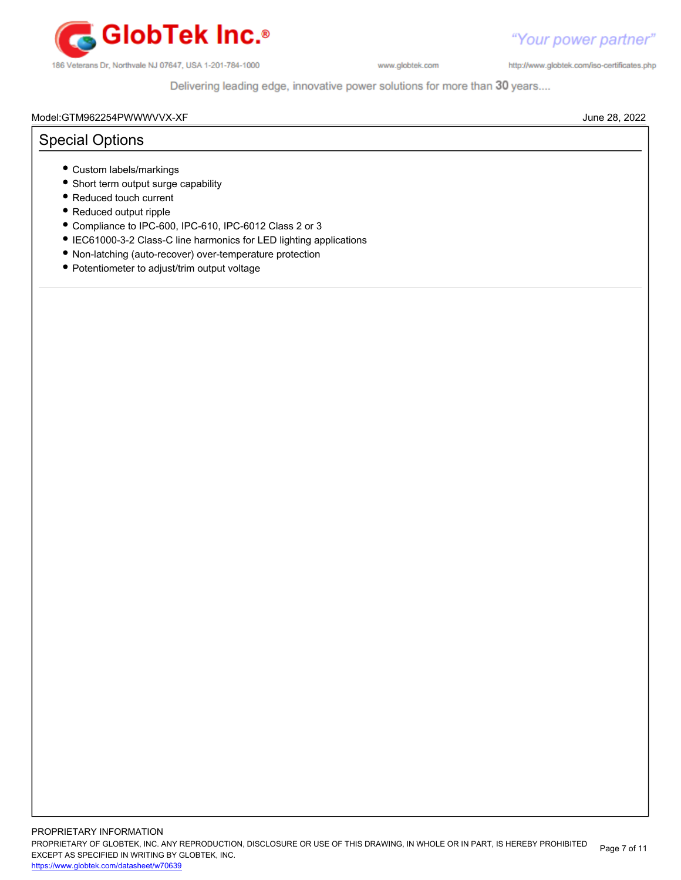Model:GTM962254PWWWVVX-XF

June 28, 2022

## Special Options

- Custom labels/markings
- Short term output surge capability
- Reduced touch current
- Reduced output ripple
- Compliance to IPC-600, IPC-610, IPC-6012 Class 2 or 3
- IEC61000-3-2 Class-C line harmonics for LED lighting applications
- Non-latching (auto-recover) over-temperature protection
- Potentiometer to adjust/trim output voltage

PROPRIETARY INFORMATION

PROPRIETARY OF GLOBTEK, INC. ANY REPRODUCTION, DISCLOSURE OR USE OF THIS DRAWING, IN WHOLE OR IN PART, IS HEREBY PROHIBITED EXCEPT AS SPECIFIED IN WRITING BY GLOBTEK, INC.

https://www.globtek.com/datasheet/w70639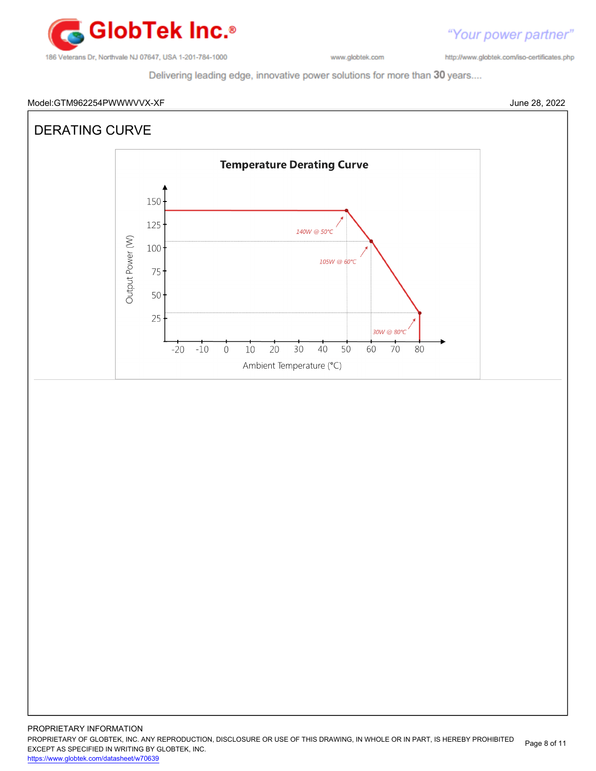Model:GTM962254PWWWVVX-XF

June 28, 2022

# DERATING CURVE

**Temperature Derating Curve**

Output Power (W)

150
125
100
75
50
25

140W @ 50°C

105W @ 60°C

30W @ 80°C

-20 -10 0 10 20 30 40 50 60 70 80

Ambient Temperature (°C)

PROPRIETARY INFORMATION

PROPRIETARY OF GLOBTEK, INC. ANY REPRODUCTION, DISCLOSURE OR USE OF THIS DRAWING, IN WHOLE OR IN PART, IS HEREBY PROHIBITED EXCEPT AS SPECIFIED IN WRITING BY GLOBTEK, INC.

https://www.globtek.com/datasheet/w70639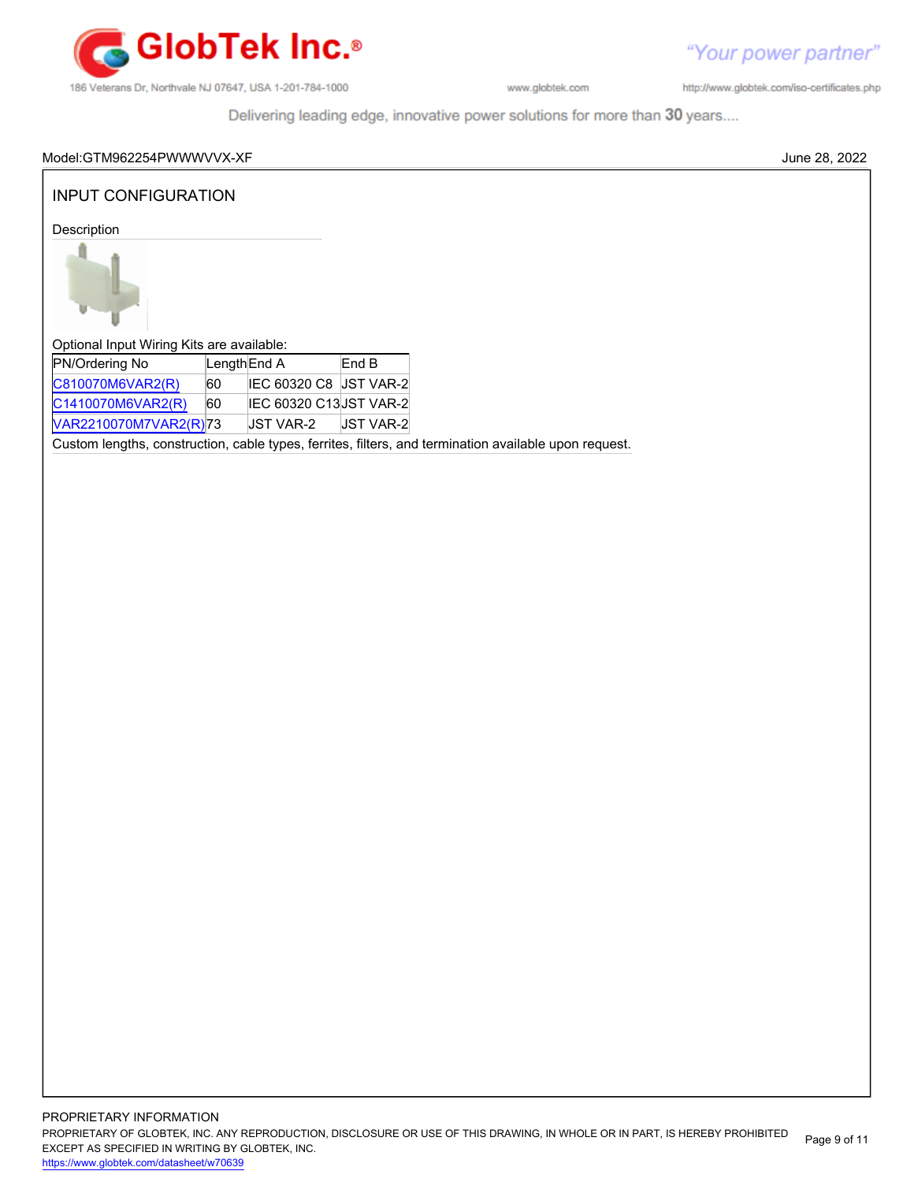Model:GTM962254PWWWVVX-XF June 28, 2022

## INPUT CONFIGURATION

Description

Optional Input Wiring Kits are available:

| PN/Ordering No | Length | End A | End B |
|---|---|---|---|
| C810070M6VAR2(R) | 60 | IEC 60320 C8 | JST VAR-2 |
| C1410070M6VAR2(R) | 60 | IEC 60320 C13 | JST VAR-2 |
| VAR2210070M7VAR2(R) | 73 | JST VAR-2 | JST VAR-2 |

Custom lengths, construction, cable types, ferrites, filters, and termination available upon request.

PROPRIETARY INFORMATION
PROPRIETARY OF GLOBTEK, INC. ANY REPRODUCTION, DISCLOSURE OR USE OF THIS DRAWING, IN WHOLE OR IN PART, IS HEREBY PROHIBITED EXCEPT AS SPECIFIED IN WRITING BY GLOBTEK, INC.
https://www.globtek.com/datasheet/w70639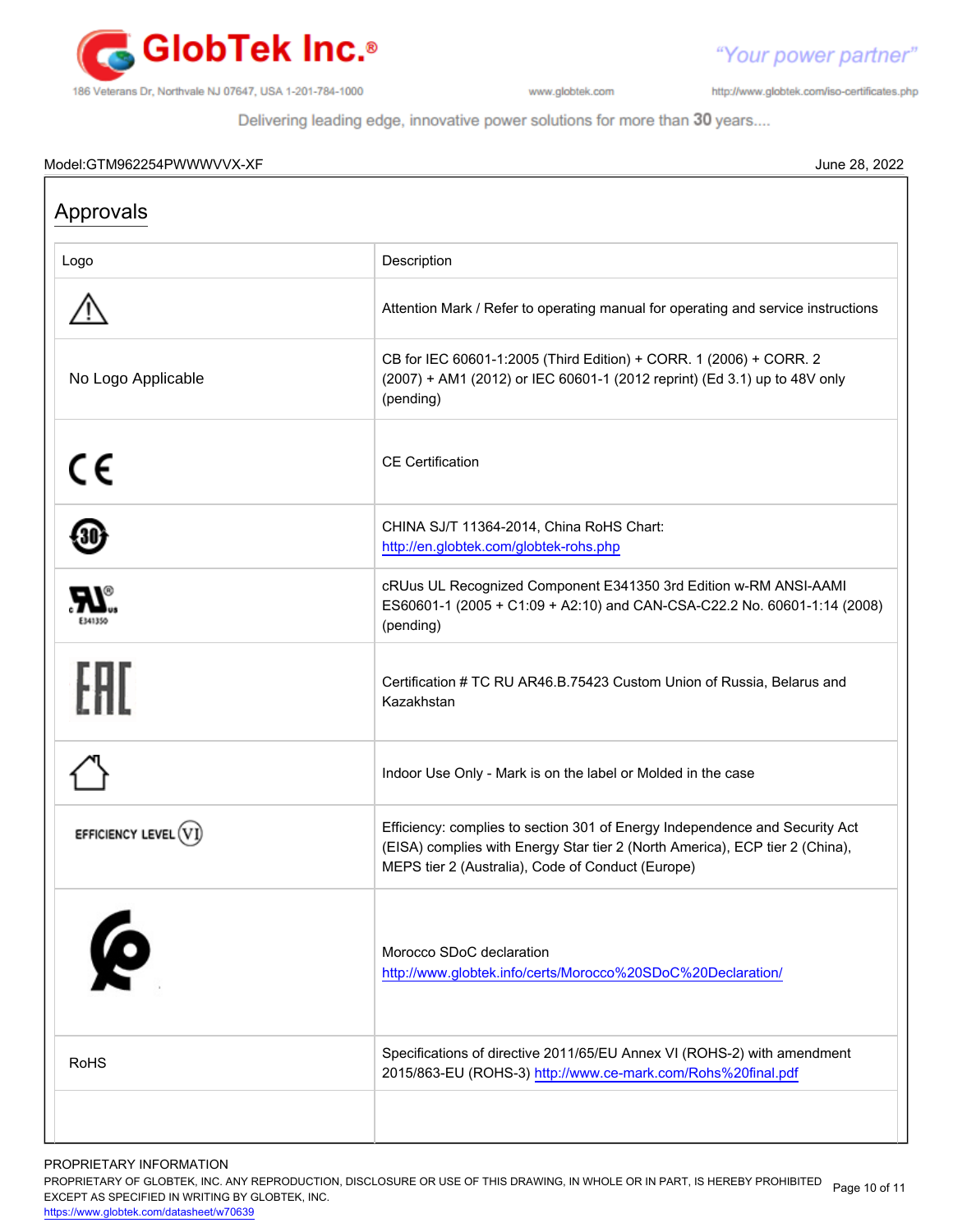Model:GTM962254PWWWVVX-XF

June 28, 2022

## Approvals

| Logo | Description |
|---|---|
| | Attention Mark / Refer to operating manual for operating and service instructions |
| No Logo Applicable | CB for IEC 60601-1:2005 (Third Edition) + CORR. 1 (2006) + CORR. 2 (2007) + AM1 (2012) or IEC 60601-1 (2012 reprint) (Ed 3.1) up to 48V only (pending) |
| | CE Certification |
| | CHINA SJ/T 11364-2014, China RoHS Chart: http://en.globtek.com/globtek-rohs.php |
| | cRUus UL Recognized Component E341350 3rd Edition w-RM ANSI-AAMI ES60601-1 (2005 + C1:09 + A2:10) and CAN-CSA-C22.2 No. 60601-1:14 (2008) (pending) |
| | Certification # TC RU AR46.B.75423 Custom Union of Russia, Belarus and Kazakhstan |
| | Indoor Use Only - Mark is on the label or Molded in the case |
| EFFICIENCY LEVEL VI | Efficiency: complies to section 301 of Energy Independence and Security Act (EISA) complies with Energy Star tier 2 (North America), ECP tier 2 (China), MEPS tier 2 (Australia), Code of Conduct (Europe) |
| | Morocco SDoC declaration http://www.globtek.info/certs/Morocco%20SDoC%20Declaration/ |
| RoHS | Specifications of directive 2011/65/EU Annex VI (ROHS-2) with amendment 2015/863-EU (ROHS-3) http://www.ce-mark.com/Rohs%20final.pdf |
| | |

PROPRIETARY INFORMATION
PROPRIETARY OF GLOBTEK, INC. ANY REPRODUCTION, DISCLOSURE OR USE OF THIS DRAWING, IN WHOLE OR IN PART, IS HEREBY PROHIBITED EXCEPT AS SPECIFIED IN WRITING BY GLOBTEK, INC.
https://www.globtek.com/datasheet/w70639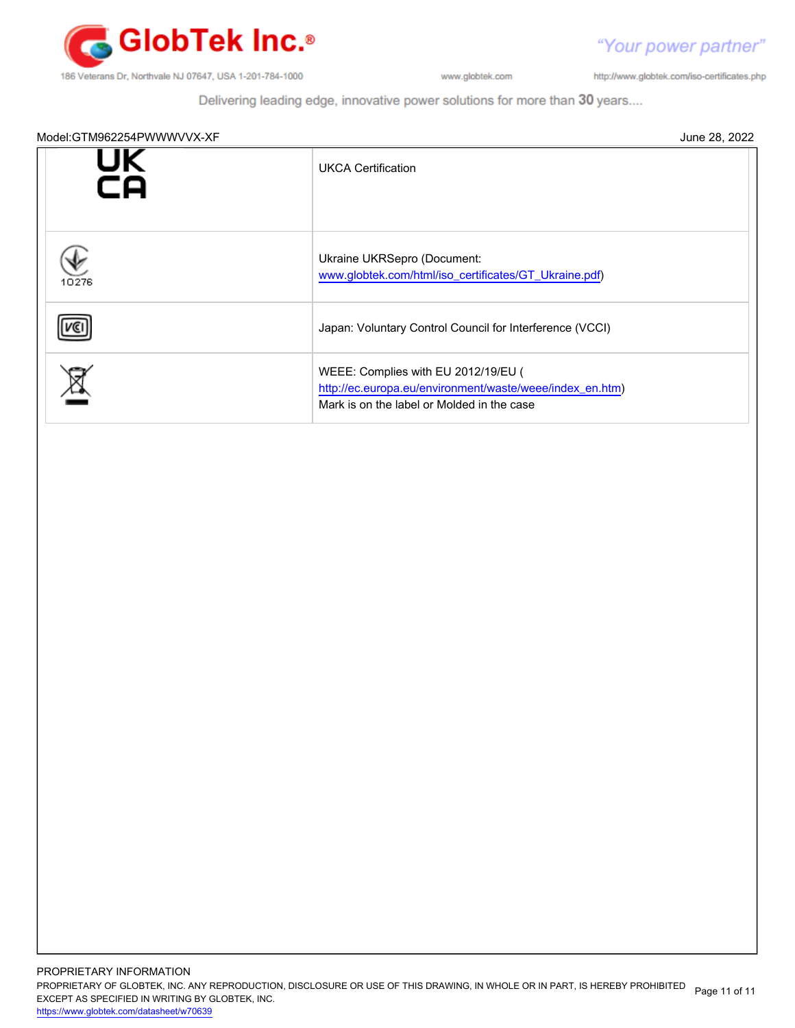| | |
|---|---|
| UK CA | UKCA Certification |
| 10276 | Ukraine UKRSepro (Document: www.globtek.com/html/iso_certificates/GT_Ukraine.pdf) |
| VCI | Japan: Voluntary Control Council for Interference (VCCI) |
| | WEEE: Complies with EU 2012/19/EU ( http://ec.europa.eu/environment/waste/weee/index_en.htm) Mark is on the label or Molded in the case |

PROPRIETARY INFORMATION

PROPRIETARY OF GLOBTEK, INC. ANY REPRODUCTION, DISCLOSURE OR USE OF THIS DRAWING, IN WHOLE OR IN PART, IS HEREBY PROHIBITED EXCEPT AS SPECIFIED IN WRITING BY GLOBTEK, INC.

https://www.globtek.com/datasheet/w70639